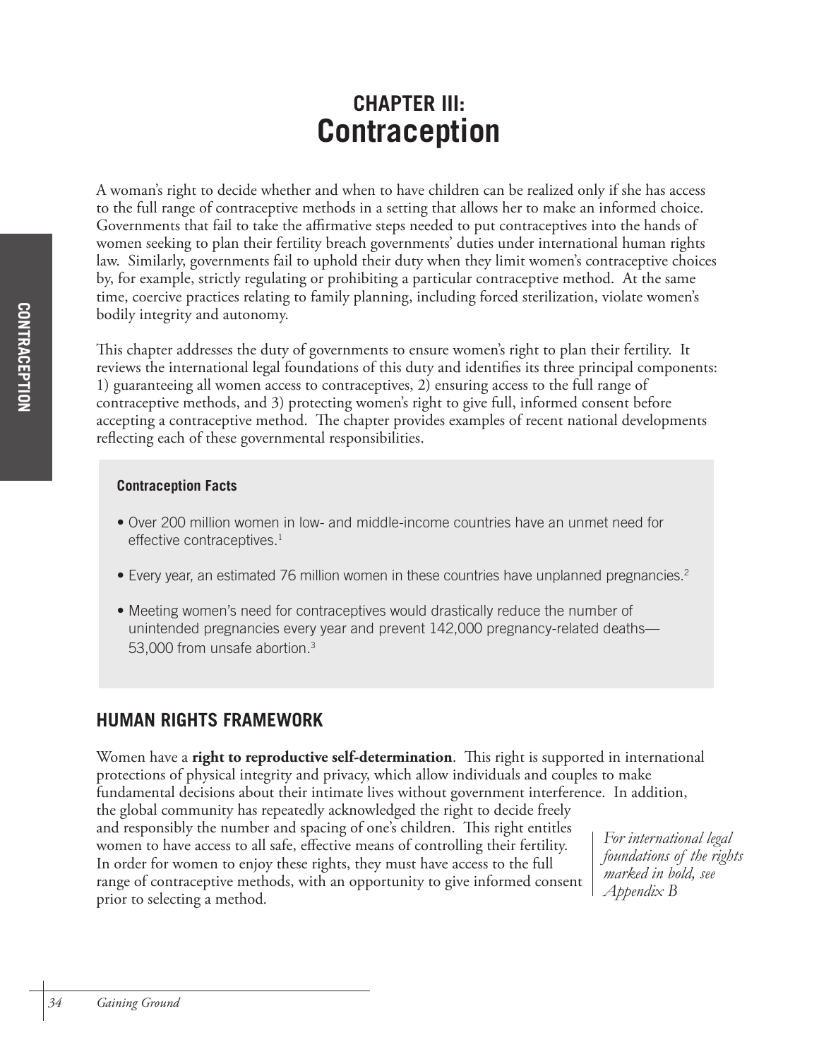# CHAPTER III: Contraception

A woman's right to decide whether and when to have children can be realized only if she has access to the full range of contraceptive methods in a setting that allows her to make an informed choice. Governments that fail to take the affirmative steps needed to put contraceptives into the hands of women seeking to plan their fertility breach governments' duties under international human rights law. Similarly, governments fail to uphold their duty when they limit women's contraceptive choices by, for example, strictly regulating or prohibiting a particular contraceptive method. At the same time, coercive practices relating to family planning, including forced sterilization, violate women's bodily integrity and autonomy.

This chapter addresses the duty of governments to ensure women's right to plan their fertility. It reviews the international legal foundations of this duty and identifies its three principal components: 1) guaranteeing all women access to contraceptives, 2) ensuring access to the full range of contraceptive methods, and 3) protecting women's right to give full, informed consent before accepting a contraceptive method. The chapter provides examples of recent national developments reflecting each of these governmental responsibilities.

**Contraception Facts**

- Over 200 million women in low- and middle-income countries have an unmet need for effective contraceptives.[1]
- Every year, an estimated 76 million women in these countries have unplanned pregnancies.[2]
- Meeting women's need for contraceptives would drastically reduce the number of unintended pregnancies every year and prevent 142,000 pregnancy-related deaths—53,000 from unsafe abortion.[3]

## HUMAN RIGHTS FRAMEWORK

Women have a **right to reproductive self-determination**. This right is supported in international protections of physical integrity and privacy, which allow individuals and couples to make fundamental decisions about their intimate lives without government interference. In addition, the global community has repeatedly acknowledged the right to decide freely and responsibly the number and spacing of one's children. This right entitles women to have access to all safe, effective means of controlling their fertility. In order for women to enjoy these rights, they must have access to the full range of contraceptive methods, with an opportunity to give informed consent prior to selecting a method.

*For international legal foundations of the rights marked in bold, see Appendix B*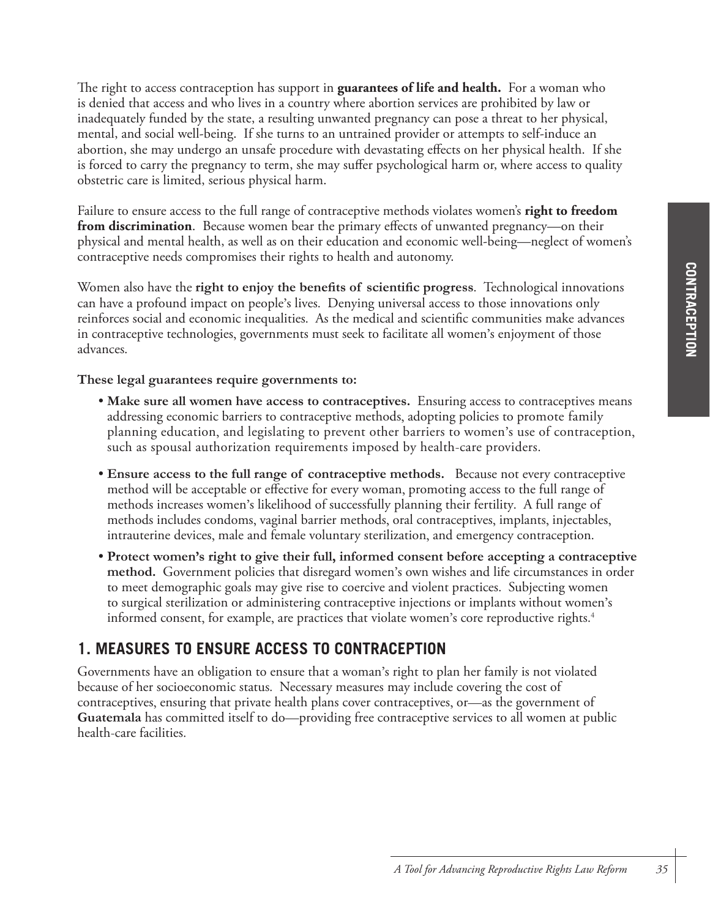The right to access contraception has support in **guarantees of life and health.** For a woman who is denied that access and who lives in a country where abortion services are prohibited by law or inadequately funded by the state, a resulting unwanted pregnancy can pose a threat to her physical, mental, and social well-being. If she turns to an untrained provider or attempts to self-induce an abortion, she may undergo an unsafe procedure with devastating effects on her physical health. If she is forced to carry the pregnancy to term, she may suffer psychological harm or, where access to quality obstetric care is limited, serious physical harm.

Failure to ensure access to the full range of contraceptive methods violates women's **right to freedom from discrimination**. Because women bear the primary effects of unwanted pregnancy—on their physical and mental health, as well as on their education and economic well-being—neglect of women's contraceptive needs compromises their rights to health and autonomy.

Women also have the **right to enjoy the benefits of scientific progress**. Technological innovations can have a profound impact on people's lives. Denying universal access to those innovations only reinforces social and economic inequalities. As the medical and scientific communities make advances in contraceptive technologies, governments must seek to facilitate all women's enjoyment of those advances.

**These legal guarantees require governments to:**

- **Make sure all women have access to contraceptives.** Ensuring access to contraceptives means addressing economic barriers to contraceptive methods, adopting policies to promote family planning education, and legislating to prevent other barriers to women's use of contraception, such as spousal authorization requirements imposed by health-care providers.
- **Ensure access to the full range of contraceptive methods.** Because not every contraceptive method will be acceptable or effective for every woman, promoting access to the full range of methods increases women's likelihood of successfully planning their fertility. A full range of methods includes condoms, vaginal barrier methods, oral contraceptives, implants, injectables, intrauterine devices, male and female voluntary sterilization, and emergency contraception.
- **Protect women's right to give their full, informed consent before accepting a contraceptive method.** Government policies that disregard women's own wishes and life circumstances in order to meet demographic goals may give rise to coercive and violent practices. Subjecting women to surgical sterilization or administering contraceptive injections or implants without women's informed consent, for example, are practices that violate women's core reproductive rights.[4]

## 1. MEASURES TO ENSURE ACCESS TO CONTRACEPTION

Governments have an obligation to ensure that a woman's right to plan her family is not violated because of her socioeconomic status. Necessary measures may include covering the cost of contraceptives, ensuring that private health plans cover contraceptives, or—as the government of **Guatemala** has committed itself to do—providing free contraceptive services to all women at public health-care facilities.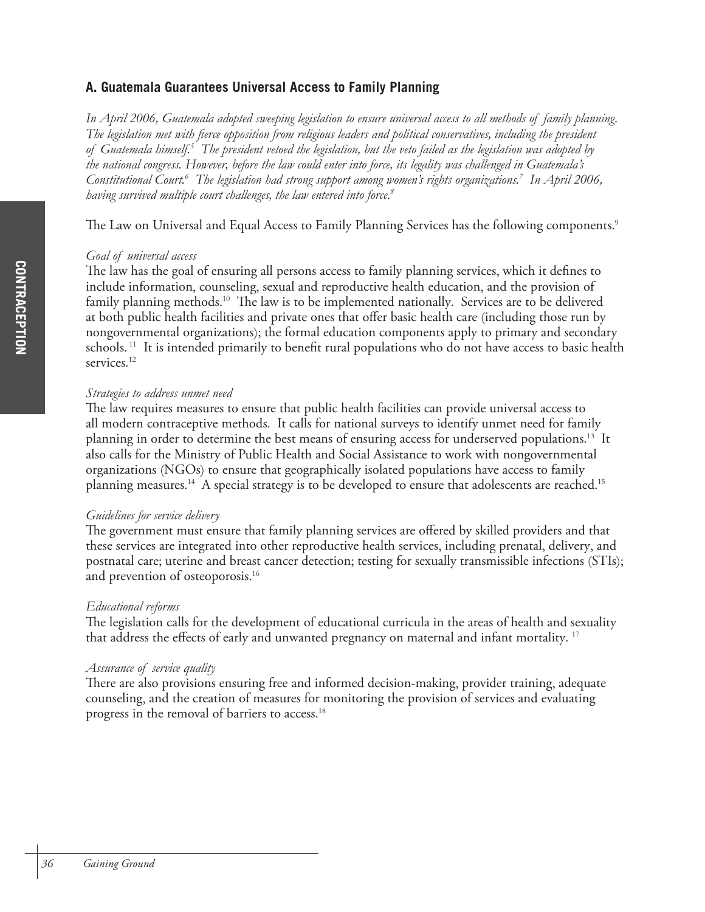## A. Guatemala Guarantees Universal Access to Family Planning

*In April 2006, Guatemala adopted sweeping legislation to ensure universal access to all methods of family planning. The legislation met with fierce opposition from religious leaders and political conservatives, including the president of Guatemala himself.*[5] *The president vetoed the legislation, but the veto failed as the legislation was adopted by the national congress. However, before the law could enter into force, its legality was challenged in Guatemala's Constitutional Court.*[6] *The legislation had strong support among women's rights organizations.*[7] *In April 2006, having survived multiple court challenges, the law entered into force.*[8]

The Law on Universal and Equal Access to Family Planning Services has the following components.[9]

*Goal of universal access*

The law has the goal of ensuring all persons access to family planning services, which it defines to include information, counseling, sexual and reproductive health education, and the provision of family planning methods.[10] The law is to be implemented nationally. Services are to be delivered at both public health facilities and private ones that offer basic health care (including those run by nongovernmental organizations); the formal education components apply to primary and secondary schools.[11] It is intended primarily to benefit rural populations who do not have access to basic health services.[12]

*Strategies to address unmet need*

The law requires measures to ensure that public health facilities can provide universal access to all modern contraceptive methods. It calls for national surveys to identify unmet need for family planning in order to determine the best means of ensuring access for underserved populations.[13] It also calls for the Ministry of Public Health and Social Assistance to work with nongovernmental organizations (NGOs) to ensure that geographically isolated populations have access to family planning measures.[14] A special strategy is to be developed to ensure that adolescents are reached.[15]

*Guidelines for service delivery*

The government must ensure that family planning services are offered by skilled providers and that these services are integrated into other reproductive health services, including prenatal, delivery, and postnatal care; uterine and breast cancer detection; testing for sexually transmissible infections (STIs); and prevention of osteoporosis.[16]

*Educational reforms*

The legislation calls for the development of educational curricula in the areas of health and sexuality that address the effects of early and unwanted pregnancy on maternal and infant mortality.[17]

*Assurance of service quality*

There are also provisions ensuring free and informed decision-making, provider training, adequate counseling, and the creation of measures for monitoring the provision of services and evaluating progress in the removal of barriers to access.[18]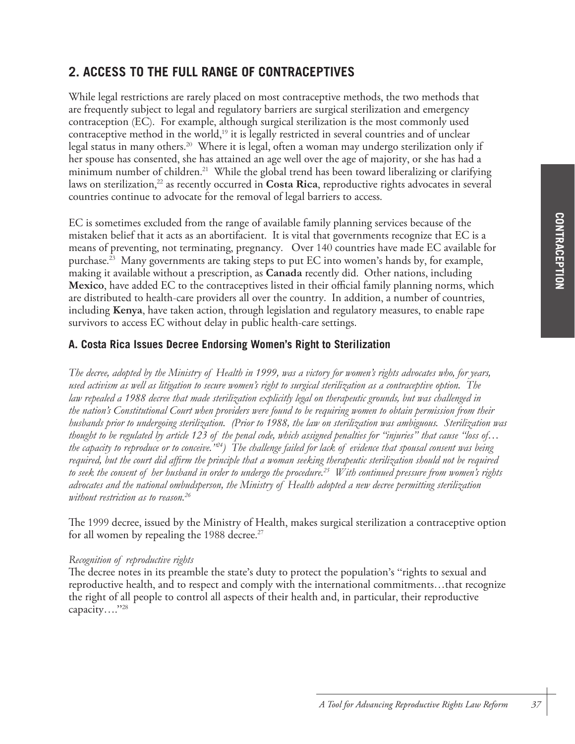## 2. ACCESS TO THE FULL RANGE OF CONTRACEPTIVES

While legal restrictions are rarely placed on most contraceptive methods, the two methods that are frequently subject to legal and regulatory barriers are surgical sterilization and emergency contraception (EC). For example, although surgical sterilization is the most commonly used contraceptive method in the world,[19] it is legally restricted in several countries and of unclear legal status in many others.[20] Where it is legal, often a woman may undergo sterilization only if her spouse has consented, she has attained an age well over the age of majority, or she has had a minimum number of children.[21] While the global trend has been toward liberalizing or clarifying laws on sterilization,[22] as recently occurred in **Costa Rica**, reproductive rights advocates in several countries continue to advocate for the removal of legal barriers to access.

EC is sometimes excluded from the range of available family planning services because of the mistaken belief that it acts as an abortifacient. It is vital that governments recognize that EC is a means of preventing, not terminating, pregnancy. Over 140 countries have made EC available for purchase.[23] Many governments are taking steps to put EC into women's hands by, for example, making it available without a prescription, as **Canada** recently did. Other nations, including **Mexico**, have added EC to the contraceptives listed in their official family planning norms, which are distributed to health-care providers all over the country. In addition, a number of countries, including **Kenya**, have taken action, through legislation and regulatory measures, to enable rape survivors to access EC without delay in public health-care settings.

### A. Costa Rica Issues Decree Endorsing Women's Right to Sterilization

*The decree, adopted by the Ministry of Health in 1999, was a victory for women's rights advocates who, for years, used activism as well as litigation to secure women's right to surgical sterilization as a contraceptive option. The law repealed a 1988 decree that made sterilization explicitly legal on therapeutic grounds, but was challenged in the nation's Constitutional Court when providers were found to be requiring women to obtain permission from their husbands prior to undergoing sterilization. (Prior to 1988, the law on sterilization was ambiguous. Sterilization was thought to be regulated by article 123 of the penal code, which assigned penalties for "injuries" that cause "loss of… the capacity to reproduce or to conceive."[24]) The challenge failed for lack of evidence that spousal consent was being required, but the court did affirm the principle that a woman seeking therapeutic sterilization should not be required to seek the consent of her husband in order to undergo the procedure.[25] With continued pressure from women's rights advocates and the national ombudsperson, the Ministry of Health adopted a new decree permitting sterilization without restriction as to reason.[26]*

The 1999 decree, issued by the Ministry of Health, makes surgical sterilization a contraceptive option for all women by repealing the 1988 decree.[27]

*Recognition of reproductive rights*

The decree notes in its preamble the state's duty to protect the population's "rights to sexual and reproductive health, and to respect and comply with the international commitments…that recognize the right of all people to control all aspects of their health and, in particular, their reproductive capacity…."[28]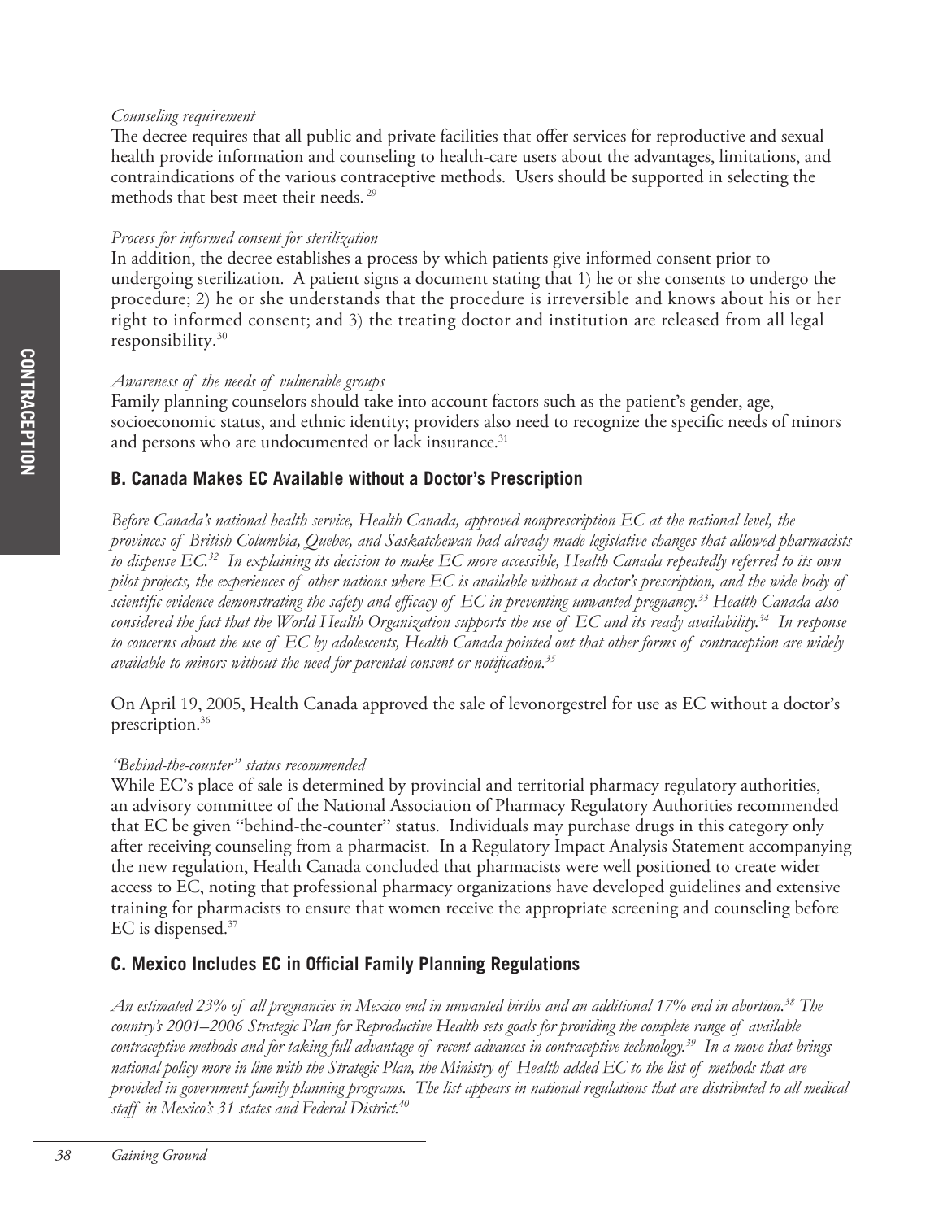*Counseling requirement*

The decree requires that all public and private facilities that offer services for reproductive and sexual health provide information and counseling to health-care users about the advantages, limitations, and contraindications of the various contraceptive methods. Users should be supported in selecting the methods that best meet their needs.[29]

*Process for informed consent for sterilization*

In addition, the decree establishes a process by which patients give informed consent prior to undergoing sterilization. A patient signs a document stating that 1) he or she consents to undergo the procedure; 2) he or she understands that the procedure is irreversible and knows about his or her right to informed consent; and 3) the treating doctor and institution are released from all legal responsibility.[30]

*Awareness of the needs of vulnerable groups*

Family planning counselors should take into account factors such as the patient's gender, age, socioeconomic status, and ethnic identity; providers also need to recognize the specific needs of minors and persons who are undocumented or lack insurance.[31]

### B. Canada Makes EC Available without a Doctor's Prescription

*Before Canada's national health service, Health Canada, approved nonprescription EC at the national level, the provinces of British Columbia, Quebec, and Saskatchewan had already made legislative changes that allowed pharmacists to dispense EC.[32] In explaining its decision to make EC more accessible, Health Canada repeatedly referred to its own pilot projects, the experiences of other nations where EC is available without a doctor's prescription, and the wide body of scientific evidence demonstrating the safety and efficacy of EC in preventing unwanted pregnancy.[33] Health Canada also considered the fact that the World Health Organization supports the use of EC and its ready availability.[34] In response to concerns about the use of EC by adolescents, Health Canada pointed out that other forms of contraception are widely available to minors without the need for parental consent or notification.[35]*

On April 19, 2005, Health Canada approved the sale of levonorgestrel for use as EC without a doctor's prescription.[36]

*"Behind-the-counter" status recommended*

While EC's place of sale is determined by provincial and territorial pharmacy regulatory authorities, an advisory committee of the National Association of Pharmacy Regulatory Authorities recommended that EC be given "behind-the-counter" status. Individuals may purchase drugs in this category only after receiving counseling from a pharmacist. In a Regulatory Impact Analysis Statement accompanying the new regulation, Health Canada concluded that pharmacists were well positioned to create wider access to EC, noting that professional pharmacy organizations have developed guidelines and extensive training for pharmacists to ensure that women receive the appropriate screening and counseling before EC is dispensed.[37]

### C. Mexico Includes EC in Official Family Planning Regulations

*An estimated 23% of all pregnancies in Mexico end in unwanted births and an additional 17% end in abortion.[38] The country's 2001–2006 Strategic Plan for Reproductive Health sets goals for providing the complete range of available contraceptive methods and for taking full advantage of recent advances in contraceptive technology.[39] In a move that brings national policy more in line with the Strategic Plan, the Ministry of Health added EC to the list of methods that are provided in government family planning programs. The list appears in national regulations that are distributed to all medical staff in Mexico's 31 states and Federal District.[40]*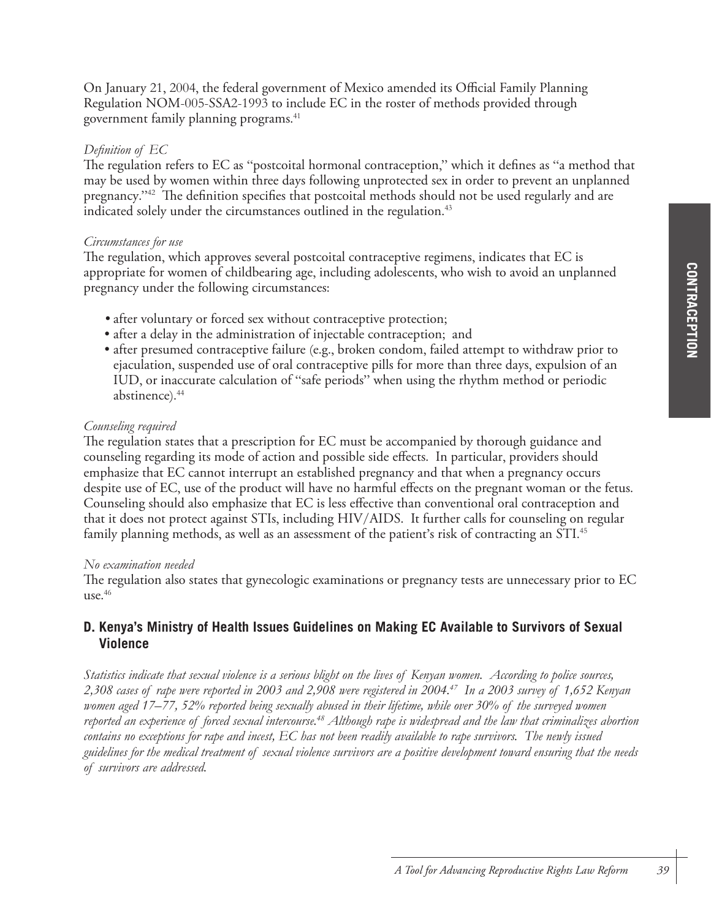On January 21, 2004, the federal government of Mexico amended its Official Family Planning Regulation NOM-005-SSA2-1993 to include EC in the roster of methods provided through government family planning programs.[41]

*Definition of EC*
The regulation refers to EC as "postcoital hormonal contraception," which it defines as "a method that may be used by women within three days following unprotected sex in order to prevent an unplanned pregnancy."[42] The definition specifies that postcoital methods should not be used regularly and are indicated solely under the circumstances outlined in the regulation.[43]

*Circumstances for use*
The regulation, which approves several postcoital contraceptive regimens, indicates that EC is appropriate for women of childbearing age, including adolescents, who wish to avoid an unplanned pregnancy under the following circumstances:

- after voluntary or forced sex without contraceptive protection;
- after a delay in the administration of injectable contraception; and
- after presumed contraceptive failure (e.g., broken condom, failed attempt to withdraw prior to ejaculation, suspended use of oral contraceptive pills for more than three days, expulsion of an IUD, or inaccurate calculation of "safe periods" when using the rhythm method or periodic abstinence).[44]

*Counseling required*
The regulation states that a prescription for EC must be accompanied by thorough guidance and counseling regarding its mode of action and possible side effects. In particular, providers should emphasize that EC cannot interrupt an established pregnancy and that when a pregnancy occurs despite use of EC, use of the product will have no harmful effects on the pregnant woman or the fetus. Counseling should also emphasize that EC is less effective than conventional oral contraception and that it does not protect against STIs, including HIV/AIDS. It further calls for counseling on regular family planning methods, as well as an assessment of the patient's risk of contracting an STI.[45]

*No examination needed*
The regulation also states that gynecologic examinations or pregnancy tests are unnecessary prior to EC use.[46]

## D. Kenya's Ministry of Health Issues Guidelines on Making EC Available to Survivors of Sexual Violence

*Statistics indicate that sexual violence is a serious blight on the lives of Kenyan women. According to police sources, 2,308 cases of rape were reported in 2003 and 2,908 were registered in 2004.[47] In a 2003 survey of 1,652 Kenyan women aged 17–77, 52% reported being sexually abused in their lifetime, while over 30% of the surveyed women reported an experience of forced sexual intercourse.[48] Although rape is widespread and the law that criminalizes abortion contains no exceptions for rape and incest, EC has not been readily available to rape survivors. The newly issued guidelines for the medical treatment of sexual violence survivors are a positive development toward ensuring that the needs of survivors are addressed.*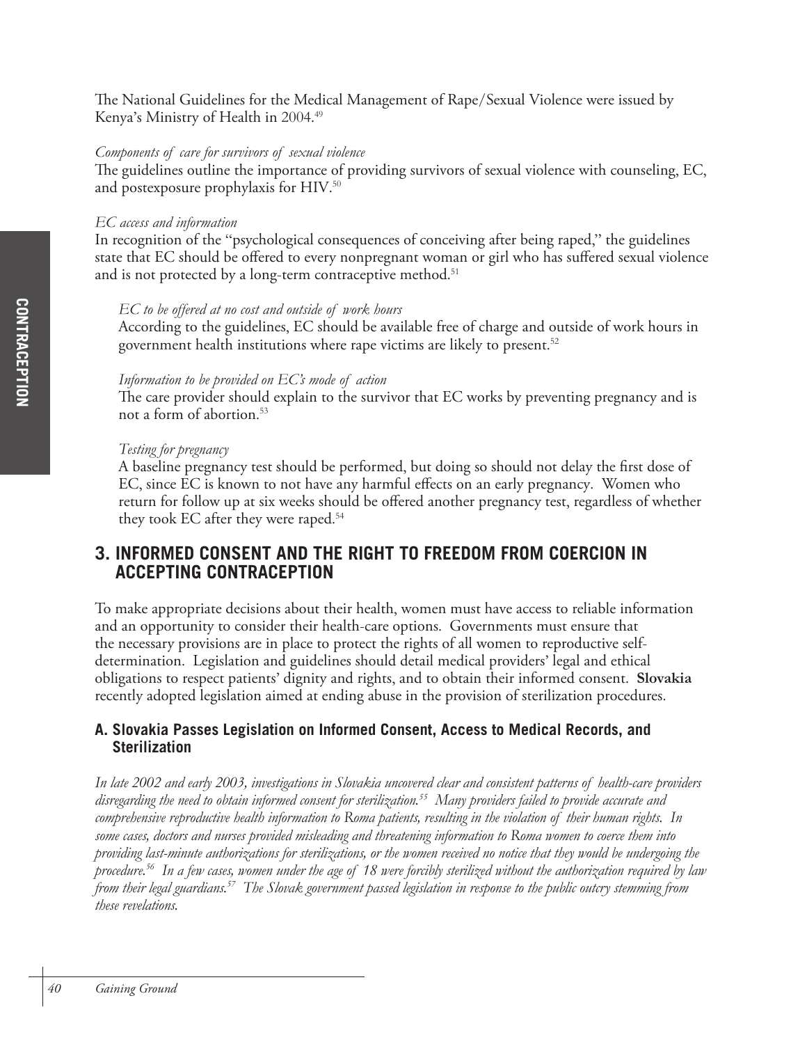The National Guidelines for the Medical Management of Rape/Sexual Violence were issued by Kenya's Ministry of Health in 2004.[49]

*Components of care for survivors of sexual violence*

The guidelines outline the importance of providing survivors of sexual violence with counseling, EC, and postexposure prophylaxis for HIV.[50]

*EC access and information*

In recognition of the "psychological consequences of conceiving after being raped," the guidelines state that EC should be offered to every nonpregnant woman or girl who has suffered sexual violence and is not protected by a long-term contraceptive method.[51]

*EC to be offered at no cost and outside of work hours*

According to the guidelines, EC should be available free of charge and outside of work hours in government health institutions where rape victims are likely to present.[52]

*Information to be provided on EC's mode of action*

The care provider should explain to the survivor that EC works by preventing pregnancy and is not a form of abortion.[53]

*Testing for pregnancy*

A baseline pregnancy test should be performed, but doing so should not delay the first dose of EC, since EC is known to not have any harmful effects on an early pregnancy. Women who return for follow up at six weeks should be offered another pregnancy test, regardless of whether they took EC after they were raped.[54]

## 3. INFORMED CONSENT AND THE RIGHT TO FREEDOM FROM COERCION IN ACCEPTING CONTRACEPTION

To make appropriate decisions about their health, women must have access to reliable information and an opportunity to consider their health-care options. Governments must ensure that the necessary provisions are in place to protect the rights of all women to reproductive self-determination. Legislation and guidelines should detail medical providers' legal and ethical obligations to respect patients' dignity and rights, and to obtain their informed consent. **Slovakia** recently adopted legislation aimed at ending abuse in the provision of sterilization procedures.

### A. Slovakia Passes Legislation on Informed Consent, Access to Medical Records, and Sterilization

*In late 2002 and early 2003, investigations in Slovakia uncovered clear and consistent patterns of health-care providers disregarding the need to obtain informed consent for sterilization.[55] Many providers failed to provide accurate and comprehensive reproductive health information to Roma patients, resulting in the violation of their human rights. In some cases, doctors and nurses provided misleading and threatening information to Roma women to coerce them into providing last-minute authorizations for sterilizations, or the women received no notice that they would be undergoing the procedure.[56] In a few cases, women under the age of 18 were forcibly sterilized without the authorization required by law from their legal guardians.[57] The Slovak government passed legislation in response to the public outcry stemming from these revelations.*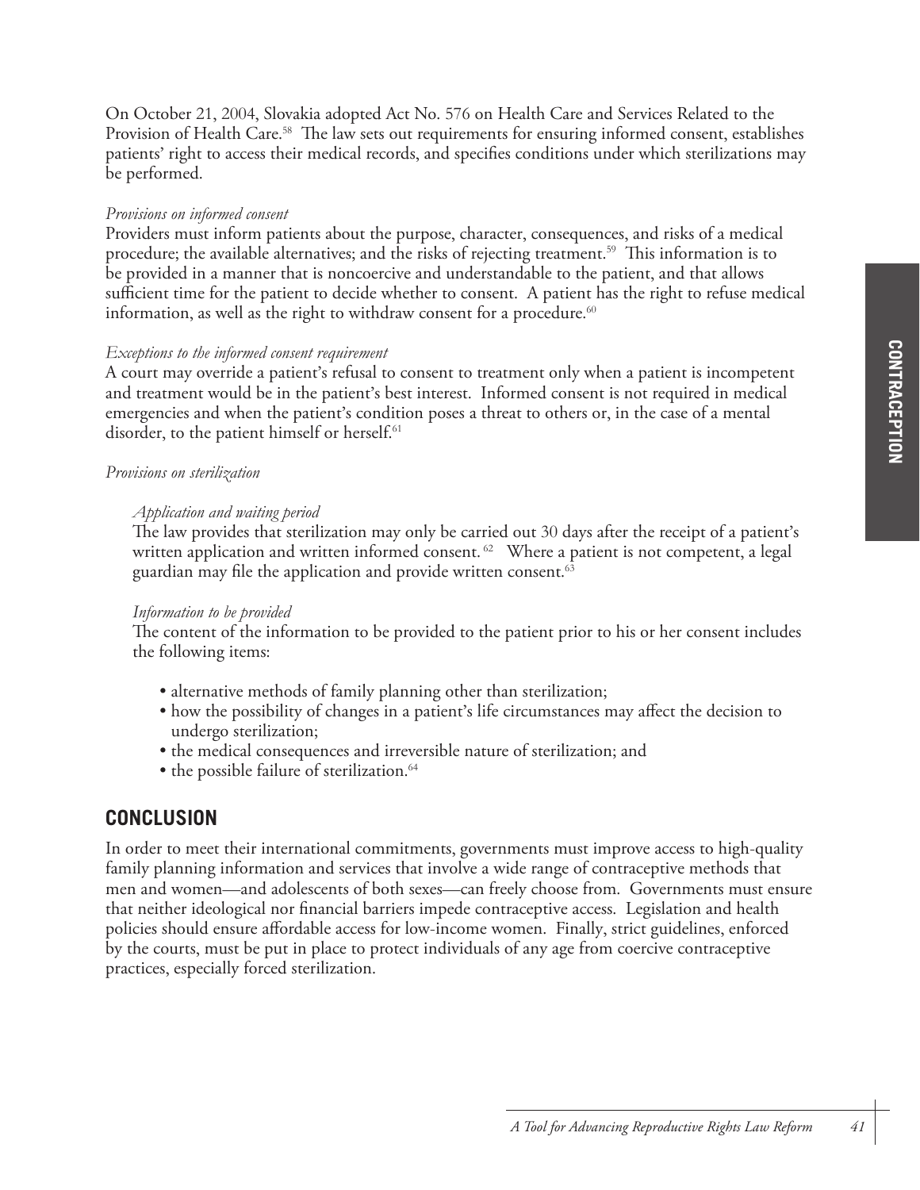On October 21, 2004, Slovakia adopted Act No. 576 on Health Care and Services Related to the Provision of Health Care.[58] The law sets out requirements for ensuring informed consent, establishes patients' right to access their medical records, and specifies conditions under which sterilizations may be performed.

*Provisions on informed consent*

Providers must inform patients about the purpose, character, consequences, and risks of a medical procedure; the available alternatives; and the risks of rejecting treatment.[59] This information is to be provided in a manner that is noncoercive and understandable to the patient, and that allows sufficient time for the patient to decide whether to consent. A patient has the right to refuse medical information, as well as the right to withdraw consent for a procedure.[60]

*Exceptions to the informed consent requirement*

A court may override a patient's refusal to consent to treatment only when a patient is incompetent and treatment would be in the patient's best interest. Informed consent is not required in medical emergencies and when the patient's condition poses a threat to others or, in the case of a mental disorder, to the patient himself or herself.[61]

*Provisions on sterilization*

*Application and waiting period*

The law provides that sterilization may only be carried out 30 days after the receipt of a patient's written application and written informed consent.[62] Where a patient is not competent, a legal guardian may file the application and provide written consent.[63]

*Information to be provided*

The content of the information to be provided to the patient prior to his or her consent includes the following items:

- alternative methods of family planning other than sterilization;
- how the possibility of changes in a patient's life circumstances may affect the decision to undergo sterilization;
- the medical consequences and irreversible nature of sterilization; and
- the possible failure of sterilization.[64]

## CONCLUSION

In order to meet their international commitments, governments must improve access to high-quality family planning information and services that involve a wide range of contraceptive methods that men and women—and adolescents of both sexes—can freely choose from. Governments must ensure that neither ideological nor financial barriers impede contraceptive access. Legislation and health policies should ensure affordable access for low-income women. Finally, strict guidelines, enforced by the courts, must be put in place to protect individuals of any age from coercive contraceptive practices, especially forced sterilization.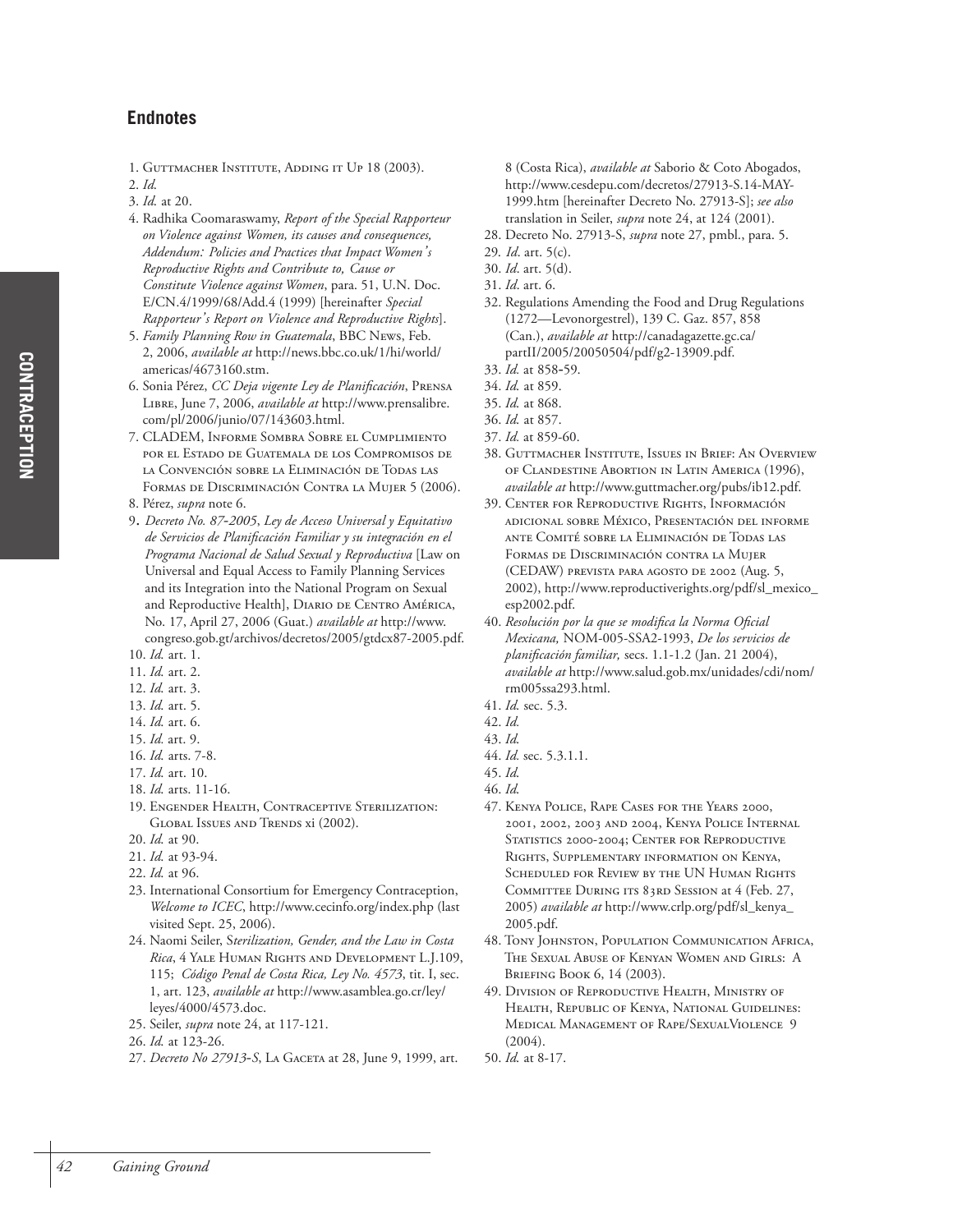## Endnotes

1. Guttmacher Institute, Adding it Up 18 (2003).
2. *Id*.
3. *Id.* at 20.
4. Radhika Coomaraswamy, *Report of the Special Rapporteur on Violence against Women, its causes and consequences, Addendum: Policies and Practices that Impact Women's Reproductive Rights and Contribute to, Cause or Constitute Violence against Women*, para. 51, U.N. Doc. E/CN.4/1999/68/Add.4 (1999) [hereinafter *Special Rapporteur's Report on Violence and Reproductive Rights*].
5. *Family Planning Row in Guatemala*, BBC News, Feb. 2, 2006, *available at* http://news.bbc.co.uk/1/hi/world/americas/4673160.stm.
6. Sonia Pérez, *CC Deja vigente Ley de Planificación*, Prensa Libre, June 7, 2006, *available at* http://www.prensalibre.com/pl/2006/junio/07/143603.html.
7. CLADEM, Informe Sombra Sobre el Cumplimiento por el Estado de Guatemala de los Compromisos de la Convención sobre la Eliminación de Todas las Formas de Discriminación Contra la Mujer 5 (2006).
8. Pérez, *supra* note 6.
9. *Decreto No. 87-2005*, *Ley de Acceso Universal y Equitativo de Servicios de Planificación Familiar y su integración en el Programa Nacional de Salud Sexual y Reproductiva* [Law on Universal and Equal Access to Family Planning Services and its Integration into the National Program on Sexual and Reproductive Health], Diario de Centro América, No. 17, April 27, 2006 (Guat.) *available at* http://www.congreso.gob.gt/archivos/decretos/2005/gtdcx87-2005.pdf.
10. *Id.* art. 1.
11. *Id.* art. 2.
12. *Id.* art. 3.
13. *Id.* art. 5.
14. *Id.* art. 6.
15. *Id.* art. 9.
16. *Id.* arts. 7-8.
17. *Id.* art. 10.
18. *Id.* arts. 11-16.
19. Engender Health, Contraceptive Sterilization: Global Issues and Trends xi (2002).
20. *Id.* at 90.
21. *Id.* at 93-94.
22. *Id.* at 96.
23. International Consortium for Emergency Contraception, *Welcome to ICEC*, http://www.cecinfo.org/index.php (last visited Sept. 25, 2006).
24. Naomi Seiler, S*terilization, Gender, and the Law in Costa Rica*, 4 Yale Human Rights and Development L.J.109, 115; *Código Penal de Costa Rica, Ley No. 4573*, tit. I, sec. 1, art. 123, *available at* http://www.asamblea.go.cr/ley/leyes/4000/4573.doc.
25. Seiler, *supra* note 24, at 117-121.
26. *Id.* at 123-26.
27. *Decreto No 27913-S*, La Gaceta at 28, June 9, 1999, art. 8 (Costa Rica), *available at* Saborio & Coto Abogados, http://www.cesdepu.com/decretos/27913-S.14-MAY-1999.htm [hereinafter Decreto No. 27913-S]; *see also* translation in Seiler, *supra* note 24, at 124 (2001).
28. Decreto No. 27913-S, *supra* note 27, pmbl., para. 5.
29. *Id.* art. 5(c).
30. *Id.* art. 5(d).
31. *Id.* art. 6.
32. Regulations Amending the Food and Drug Regulations (1272—Levonorgestrel), 139 C. Gaz. 857, 858 (Can.), *available at* http://canadagazette.gc.ca/partII/2005/20050504/pdf/g2-13909.pdf.
33. *Id.* at 858-59.
34. *Id.* at 859.
35. *Id.* at 868.
36. *Id.* at 857.
37. *Id.* at 859-60.
38. Guttmacher Institute, Issues in Brief: An Overview of Clandestine Abortion in Latin America (1996), *available at* http://www.guttmacher.org/pubs/ib12.pdf.
39. Center for Reproductive Rights, Información adicional sobre México, Presentación del informe ante Comité sobre la Eliminación de Todas las Formas de Discriminación contra la Mujer (CEDAW) prevista para agosto de 2002 (Aug. 5, 2002), http://www.reproductiverights.org/pdf/sl_mexico_esp2002.pdf.
40. *Resolución por la que se modifica la Norma Oficial Mexicana,* NOM-005-SSA2-1993, *De los servicios de planificación familiar,* secs. 1.1-1.2 (Jan. 21 2004), *available at* http://www.salud.gob.mx/unidades/cdi/nom/rm005ssa293.html.
41. *Id.* sec. 5.3.
42. *Id.*
43. *Id.*
44. *Id.* sec. 5.3.1.1.
45. *Id.*
46. *Id.*
47. Kenya Police, Rape Cases for the Years 2000, 2001, 2002, 2003 and 2004, Kenya Police Internal Statistics 2000-2004; Center for Reproductive Rights, Supplementary information on Kenya, Scheduled for Review by the UN Human Rights Committee During its 83rd Session at 4 (Feb. 27, 2005) *available at* http://www.crlp.org/pdf/sl_kenya_2005.pdf.
48. Tony Johnston, Population Communication Africa, The Sexual Abuse of Kenyan Women and Girls: A Briefing Book 6, 14 (2003).
49. Division of Reproductive Health, Ministry of Health, Republic of Kenya, National Guidelines: Medical Management of Rape/SexualViolence 9 (2004).
50. *Id.* at 8-17.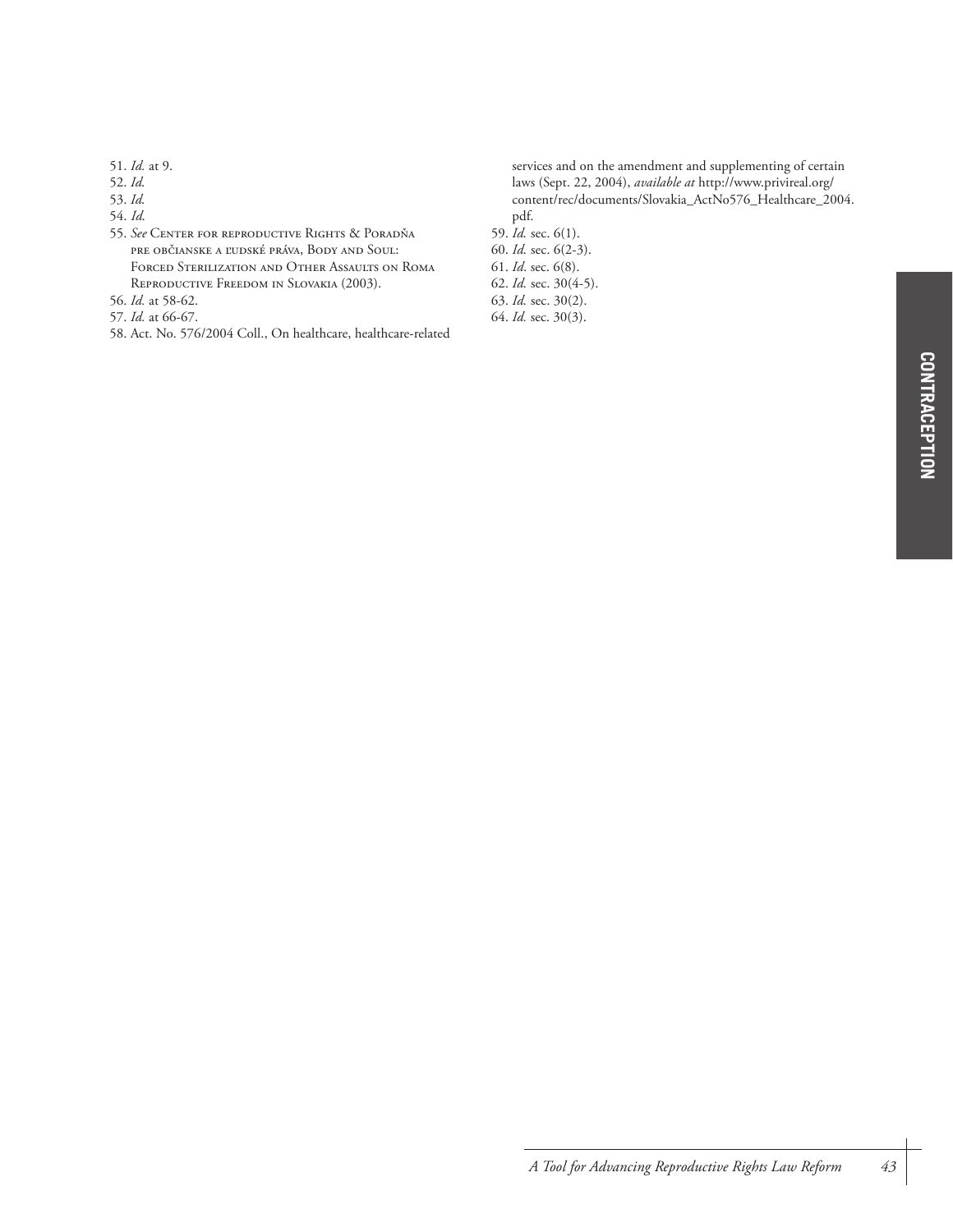51. *Id.* at 9.
52. *Id.*
53. *Id.*
54. *Id.*
55. *See* Center for reproductive Rights & Poradňa pre občianske a ľudské práva, Body and Soul: Forced Sterilization and Other Assaults on Roma Reproductive Freedom in Slovakia (2003).
56. *Id.* at 58-62.
57. *Id.* at 66-67.
58. Act. No. 576/2004 Coll., On healthcare, healthcare-related services and on the amendment and supplementing of certain laws (Sept. 22, 2004), *available at* http://www.privireal.org/content/rec/documents/Slovakia_ActNo576_Healthcare_2004.pdf.
59. *Id.* sec. 6(1).
60. *Id.* sec. 6(2-3).
61. *Id.* sec. 6(8).
62. *Id.* sec. 30(4-5).
63. *Id.* sec. 30(2).
64. *Id.* sec. 30(3).